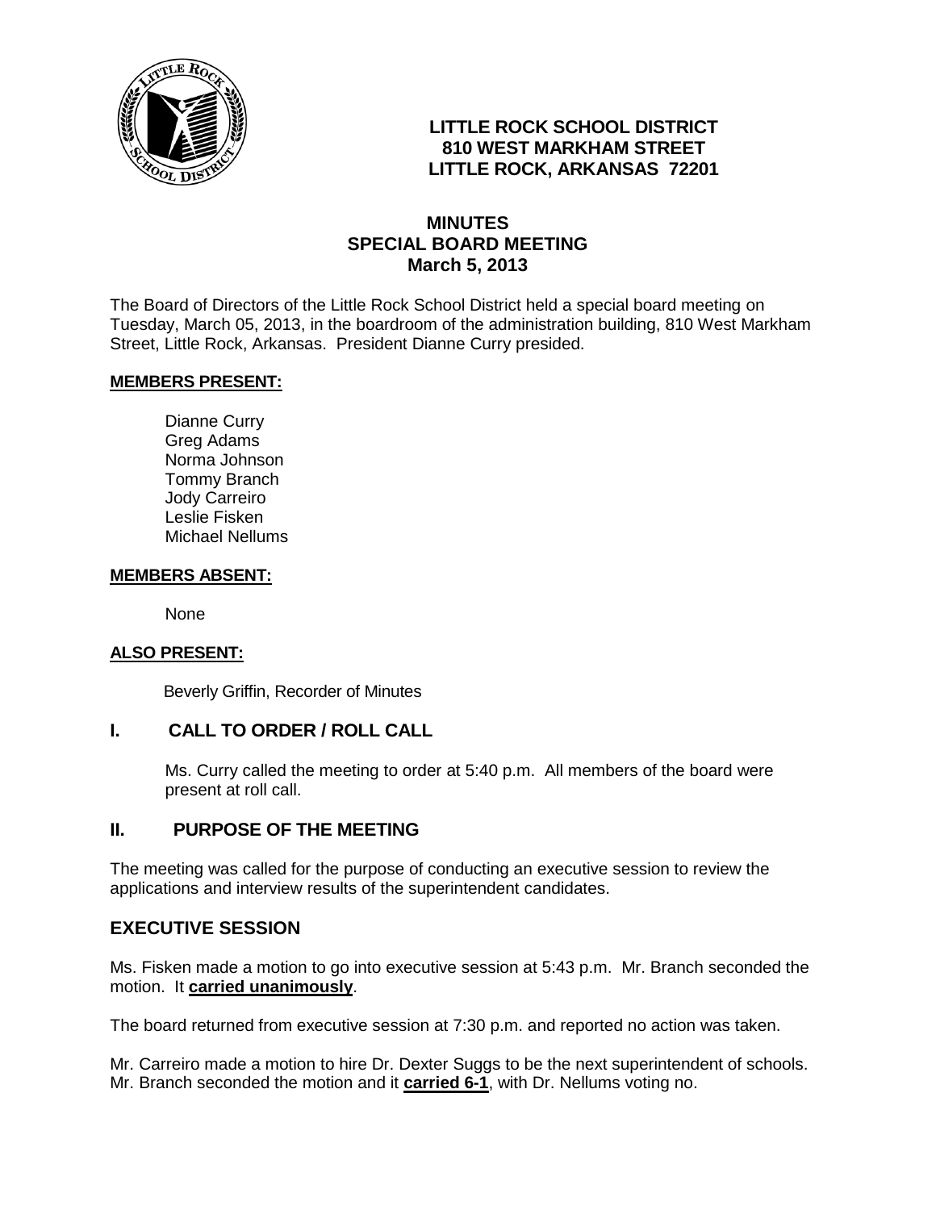**LITTLE ROCK SCHOOL DISTRICT**
**810 WEST MARKHAM STREET**
**LITTLE ROCK, ARKANSAS 72201**

# MINUTES
## SPECIAL BOARD MEETING
### March 5, 2013

The Board of Directors of the Little Rock School District held a special board meeting on Tuesday, March 05, 2013, in the boardroom of the administration building, 810 West Markham Street, Little Rock, Arkansas. President Dianne Curry presided.

**MEMBERS PRESENT:**

Dianne Curry
Greg Adams
Norma Johnson
Tommy Branch
Jody Carreiro
Leslie Fisken
Michael Nellums

**MEMBERS ABSENT:**

None

**ALSO PRESENT:**

Beverly Griffin, Recorder of Minutes

## I. CALL TO ORDER / ROLL CALL

Ms. Curry called the meeting to order at 5:40 p.m. All members of the board were present at roll call.

## II. PURPOSE OF THE MEETING

The meeting was called for the purpose of conducting an executive session to review the applications and interview results of the superintendent candidates.

## EXECUTIVE SESSION

Ms. Fisken made a motion to go into executive session at 5:43 p.m. Mr. Branch seconded the motion. It **carried unanimously**.

The board returned from executive session at 7:30 p.m. and reported no action was taken.

Mr. Carreiro made a motion to hire Dr. Dexter Suggs to be the next superintendent of schools. Mr. Branch seconded the motion and it **carried 6-1**, with Dr. Nellums voting no.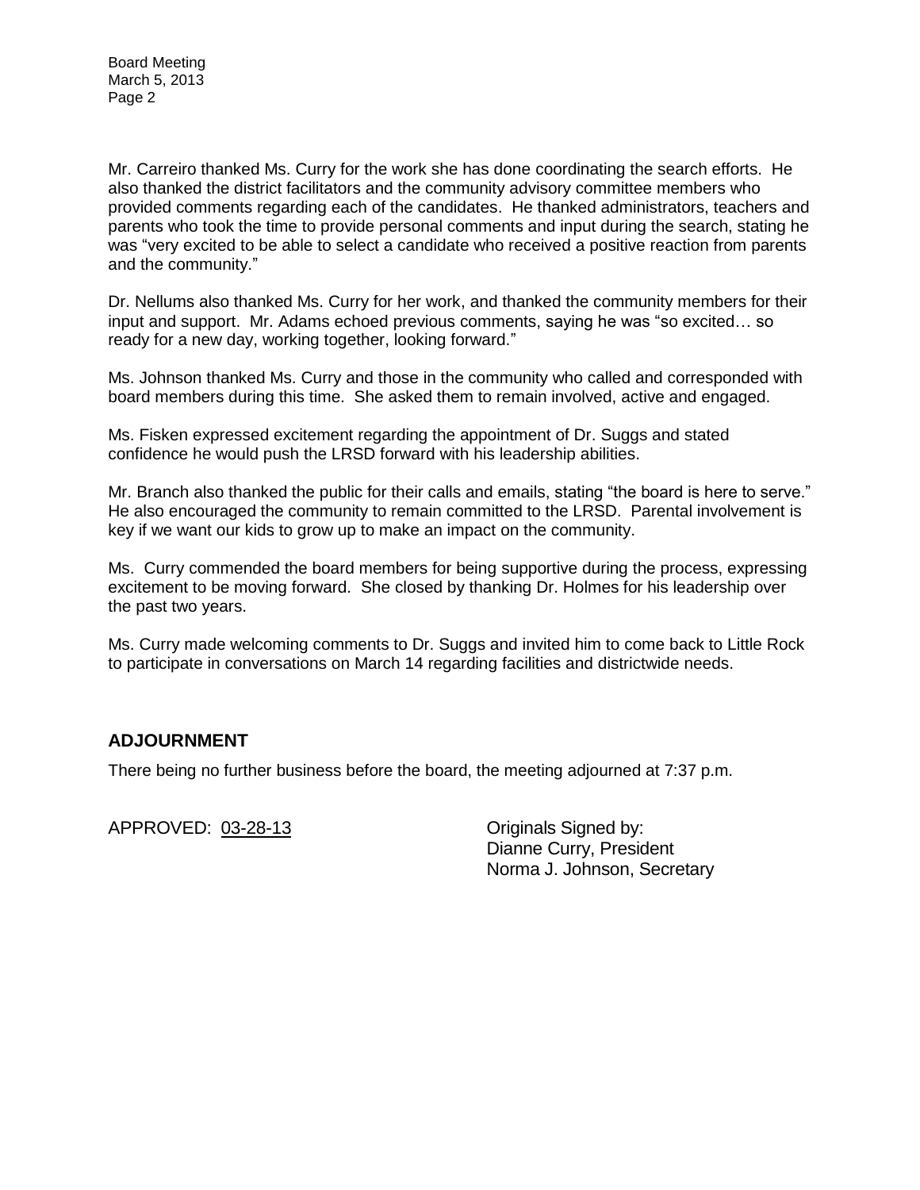Mr. Carreiro thanked Ms. Curry for the work she has done coordinating the search efforts. He also thanked the district facilitators and the community advisory committee members who provided comments regarding each of the candidates. He thanked administrators, teachers and parents who took the time to provide personal comments and input during the search, stating he was "very excited to be able to select a candidate who received a positive reaction from parents and the community."

Dr. Nellums also thanked Ms. Curry for her work, and thanked the community members for their input and support. Mr. Adams echoed previous comments, saying he was "so excited… so ready for a new day, working together, looking forward."

Ms. Johnson thanked Ms. Curry and those in the community who called and corresponded with board members during this time. She asked them to remain involved, active and engaged.

Ms. Fisken expressed excitement regarding the appointment of Dr. Suggs and stated confidence he would push the LRSD forward with his leadership abilities.

Mr. Branch also thanked the public for their calls and emails, stating "the board is here to serve." He also encouraged the community to remain committed to the LRSD. Parental involvement is key if we want our kids to grow up to make an impact on the community.

Ms. Curry commended the board members for being supportive during the process, expressing excitement to be moving forward. She closed by thanking Dr. Holmes for his leadership over the past two years.

Ms. Curry made welcoming comments to Dr. Suggs and invited him to come back to Little Rock to participate in conversations on March 14 regarding facilities and districtwide needs.

## ADJOURNMENT

There being no further business before the board, the meeting adjourned at 7:37 p.m.

APPROVED: 03-28-13

Originals Signed by:
Dianne Curry, President
Norma J. Johnson, Secretary